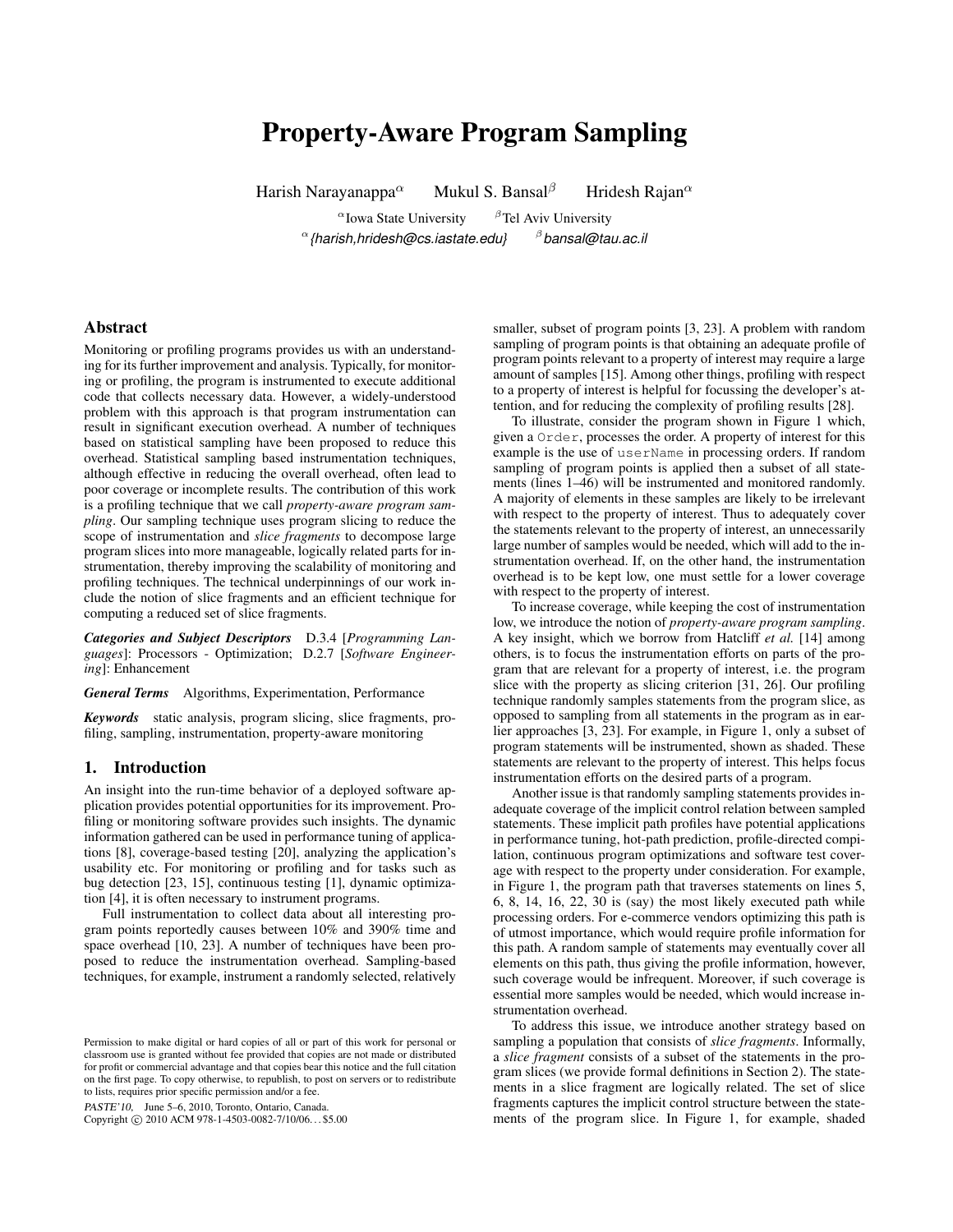# Property-Aware Program Sampling

Harish Narayanappa[α] Mukul S. Bansal[β] Hridesh Rajan[α]

[α]Iowa State University [β]Tel Aviv University

[α]{harish,hridesh@cs.iastate.edu} [β]bansal@tau.ac.il

## Abstract

Monitoring or profiling programs provides us with an understanding for its further improvement and analysis. Typically, for monitoring or profiling, the program is instrumented to execute additional code that collects necessary data. However, a widely-understood problem with this approach is that program instrumentation can result in significant execution overhead. A number of techniques based on statistical sampling have been proposed to reduce this overhead. Statistical sampling based instrumentation techniques, although effective in reducing the overall overhead, often lead to poor coverage or incomplete results. The contribution of this work is a profiling technique that we call *property-aware program sampling*. Our sampling technique uses program slicing to reduce the scope of instrumentation and *slice fragments* to decompose large program slices into more manageable, logically related parts for instrumentation, thereby improving the scalability of monitoring and profiling techniques. The technical underpinnings of our work include the notion of slice fragments and an efficient technique for computing a reduced set of slice fragments.

***Categories and Subject Descriptors*** D.3.4 [*Programming Languages*]: Processors - Optimization; D.2.7 [*Software Engineering*]: Enhancement

***General Terms*** Algorithms, Experimentation, Performance

***Keywords*** static analysis, program slicing, slice fragments, profiling, sampling, instrumentation, property-aware monitoring

## 1. Introduction

An insight into the run-time behavior of a deployed software application provides potential opportunities for its improvement. Profiling or monitoring software provides such insights. The dynamic information gathered can be used in performance tuning of applications [8], coverage-based testing [20], analyzing the application's usability etc. For monitoring or profiling and for tasks such as bug detection [23, 15], continuous testing [1], dynamic optimization [4], it is often necessary to instrument programs.

Full instrumentation to collect data about all interesting program points reportedly causes between 10% and 390% time and space overhead [10, 23]. A number of techniques have been proposed to reduce the instrumentation overhead. Sampling-based techniques, for example, instrument a randomly selected, relatively smaller, subset of program points [3, 23]. A problem with random sampling of program points is that obtaining an adequate profile of program points relevant to a property of interest may require a large amount of samples [15]. Among other things, profiling with respect to a property of interest is helpful for focussing the developer's attention, and for reducing the complexity of profiling results [28].

To illustrate, consider the program shown in Figure 1 which, given a `Order`, processes the order. A property of interest for this example is the use of `userName` in processing orders. If random sampling of program points is applied then a subset of all statements (lines 1–46) will be instrumented and monitored randomly. A majority of elements in these samples are likely to be irrelevant with respect to the property of interest. Thus to adequately cover the statements relevant to the property of interest, an unnecessarily large number of samples would be needed, which will add to the instrumentation overhead. If, on the other hand, the instrumentation overhead is to be kept low, one must settle for a lower coverage with respect to the property of interest.

To increase coverage, while keeping the cost of instrumentation low, we introduce the notion of *property-aware program sampling*. A key insight, which we borrow from Hatcliff *et al.* [14] among others, is to focus the instrumentation efforts on parts of the program that are relevant for a property of interest, i.e. the program slice with the property as slicing criterion [31, 26]. Our profiling technique randomly samples statements from the program slice, as opposed to sampling from all statements in the program as in earlier approaches [3, 23]. For example, in Figure 1, only a subset of program statements will be instrumented, shown as shaded. These statements are relevant to the property of interest. This helps focus instrumentation efforts on the desired parts of a program.

Another issue is that randomly sampling statements provides inadequate coverage of the implicit control relation between sampled statements. These implicit path profiles have potential applications in performance tuning, hot-path prediction, profile-directed compilation, continuous program optimizations and software test coverage with respect to the property under consideration. For example, in Figure 1, the program path that traverses statements on lines 5, 6, 8, 14, 16, 22, 30 is (say) the most likely executed path while processing orders. For e-commerce vendors optimizing this path is of utmost importance, which would require profile information for this path. A random sample of statements may eventually cover all elements on this path, thus giving the profile information, however, such coverage would be infrequent. Moreover, if such coverage is essential more samples would be needed, which would increase instrumentation overhead.

To address this issue, we introduce another strategy based on sampling a population that consists of *slice fragments*. Informally, a *slice fragment* consists of a subset of the statements in the program slices (we provide formal definitions in Section 2). The statements in a slice fragment are logically related. The set of slice fragments captures the implicit control structure between the statements of the program slice. In Figure 1, for example, shaded

Permission to make digital or hard copies of all or part of this work for personal or classroom use is granted without fee provided that copies are not made or distributed for profit or commercial advantage and that copies bear this notice and the full citation on the first page. To copy otherwise, to republish, to post on servers or to redistribute to lists, requires prior specific permission and/or a fee.

*PASTE'10,* June 5–6, 2010, Toronto, Ontario, Canada.
Copyright © 2010 ACM 978-1-4503-0082-7/10/06... $5.00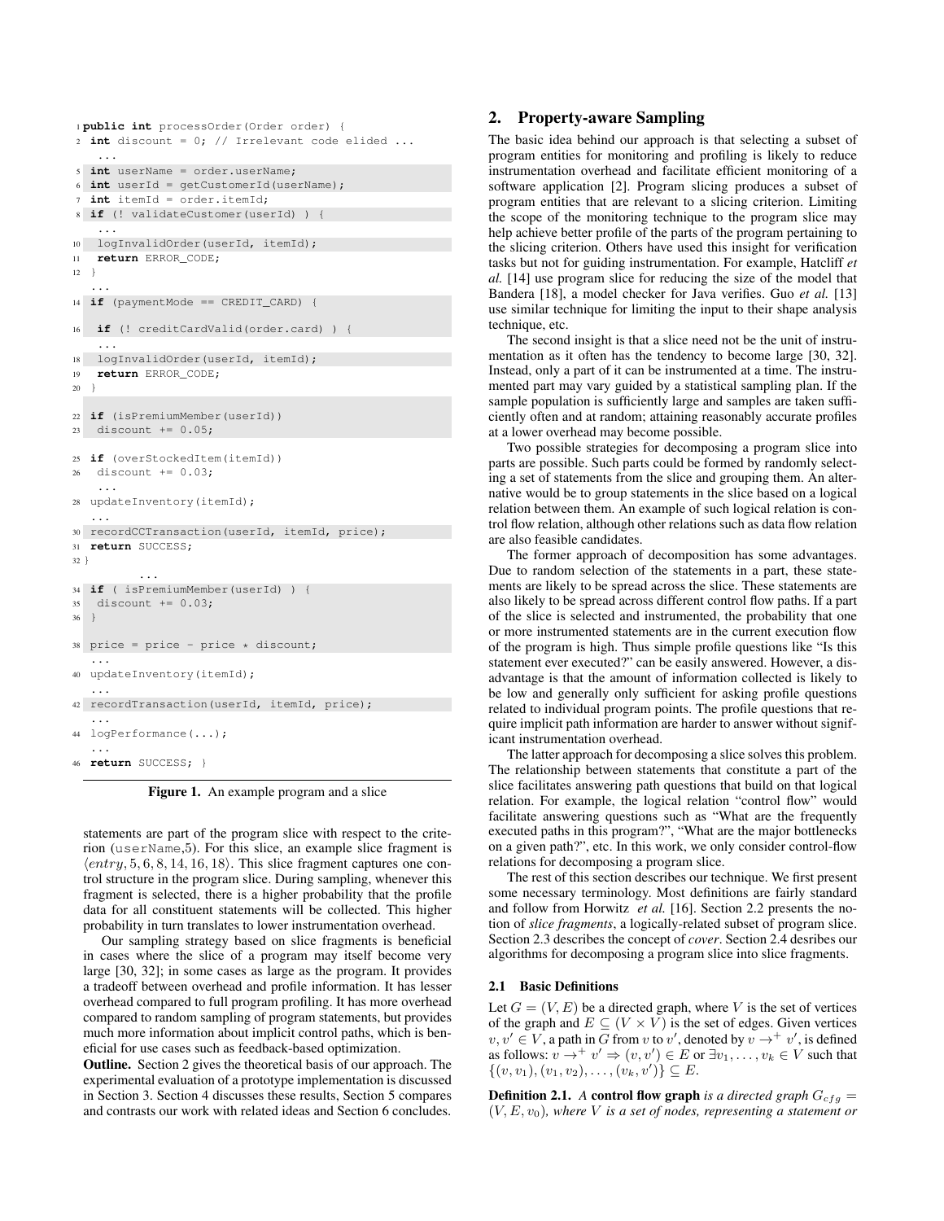```
1 public int processOrder(Order order) {
2  int discount = 0; // Irrelevant code elided ...
   ...
5  int userName = order.userName;
6  int userId = getCustomerId(userName);
7  int itemId = order.itemId;
8  if (! validateCustomer(userId) ) {
   ...
10   logInvalidOrder(userId, itemId);
11   return ERROR_CODE;
12  }
   ...
14  if (paymentMode == CREDIT_CARD) {

16   if (! creditCardValid(order.card) ) {
   ...
18   logInvalidOrder(userId, itemId);
19   return ERROR_CODE;
20  }

22  if (isPremiumMember(userId))
23   discount += 0.05;

25  if (overStockedItem(itemId))
26   discount += 0.03;
   ...
28  updateInventory(itemId);
   ...
30  recordCCTransaction(userId, itemId, price);
31  return SUCCESS;
32 }
         ...
34  if ( isPremiumMember(userId) ) {
35   discount += 0.03;
36  }

38  price = price - price * discount;
   ...
40  updateInventory(itemId);
   ...
42  recordTransaction(userId, itemId, price);
   ...
44  logPerformance(...);
   ...
46  return SUCCESS; }
```

**Figure 1.** An example program and a slice

statements are part of the program slice with respect to the criterion (userName,5). For this slice, an example slice fragment is $\langle entry, 5, 6, 8, 14, 16, 18\rangle$. This slice fragment captures one control structure in the program slice. During sampling, whenever this fragment is selected, there is a higher probability that the profile data for all constituent statements will be collected. This higher probability in turn translates to lower instrumentation overhead.

Our sampling strategy based on slice fragments is beneficial in cases where the slice of a program may itself become very large [30, 32]; in some cases as large as the program. It provides a tradeoff between overhead and profile information. It has lesser overhead compared to full program profiling. It has more overhead compared to random sampling of program statements, but provides much more information about implicit control paths, which is beneficial for use cases such as feedback-based optimization.

**Outline.** Section 2 gives the theoretical basis of our approach. The experimental evaluation of a prototype implementation is discussed in Section 3. Section 4 discusses these results, Section 5 compares and contrasts our work with related ideas and Section 6 concludes.

## 2. Property-aware Sampling

The basic idea behind our approach is that selecting a subset of program entities for monitoring and profiling is likely to reduce instrumentation overhead and facilitate efficient monitoring of a software application [2]. Program slicing produces a subset of program entities that are relevant to a slicing criterion. Limiting the scope of the monitoring technique to the program slice may help achieve better profile of the parts of the program pertaining to the slicing criterion. Others have used this insight for verification tasks but not for guiding instrumentation. For example, Hatcliff *et al.* [14] use program slice for reducing the size of the model that Bandera [18], a model checker for Java verifies. Guo *et al.* [13] use similar technique for limiting the input to their shape analysis technique, etc.

The second insight is that a slice need not be the unit of instrumentation as it often has the tendency to become large [30, 32]. Instead, only a part of it can be instrumented at a time. The instrumented part may vary guided by a statistical sampling plan. If the sample population is sufficiently large and samples are taken sufficiently often and at random; attaining reasonably accurate profiles at a lower overhead may become possible.

Two possible strategies for decomposing a program slice into parts are possible. Such parts could be formed by randomly selecting a set of statements from the slice and grouping them. An alternative would be to group statements in the slice based on a logical relation between them. An example of such logical relation is control flow relation, although other relations such as data flow relation are also feasible candidates.

The former approach of decomposition has some advantages. Due to random selection of the statements in a part, these statements are likely to be spread across the slice. These statements are also likely to be spread across different control flow paths. If a part of the slice is selected and instrumented, the probability that one or more instrumented statements are in the current execution flow of the program is high. Thus simple profile questions like "Is this statement ever executed?" can be easily answered. However, a disadvantage is that the amount of information collected is likely to be low and generally only sufficient for asking profile questions related to individual program points. The profile questions that require implicit path information are harder to answer without significant instrumentation overhead.

The latter approach for decomposing a slice solves this problem. The relationship between statements that constitute a part of the slice facilitates answering path questions that build on that logical relation. For example, the logical relation "control flow" would facilitate answering questions such as "What are the frequently executed paths in this program?", "What are the major bottlenecks on a given path?", etc. In this work, we only consider control-flow relations for decomposing a program slice.

The rest of this section describes our technique. We first present some necessary terminology. Most definitions are fairly standard and follow from Horwitz *et al.* [16]. Section 2.2 presents the notion of *slice fragments*, a logically-related subset of program slice. Section 2.3 describes the concept of *cover*. Section 2.4 desribes our algorithms for decomposing a program slice into slice fragments.

### 2.1 Basic Definitions

Let $G = (V, E)$ be a directed graph, where $V$ is the set of vertices of the graph and $E \subseteq (V \times V)$ is the set of edges. Given vertices $v, v' \in V$, a path in $G$ from $v$ to $v'$, denoted by $v \rightarrow^{+} v'$, is defined as follows: $v \rightarrow^{+} v' \Rightarrow (v, v') \in E$ or $\exists v_1, \ldots, v_k \in V$ such that $\{(v, v_1), (v_1, v_2), \ldots, (v_k, v')\} \subseteq E$.

**Definition 2.1.** *A* **control flow graph** *is a directed graph $G_{cfg} = (V, E, v_0)$, where $V$ is a set of nodes, representing a statement or*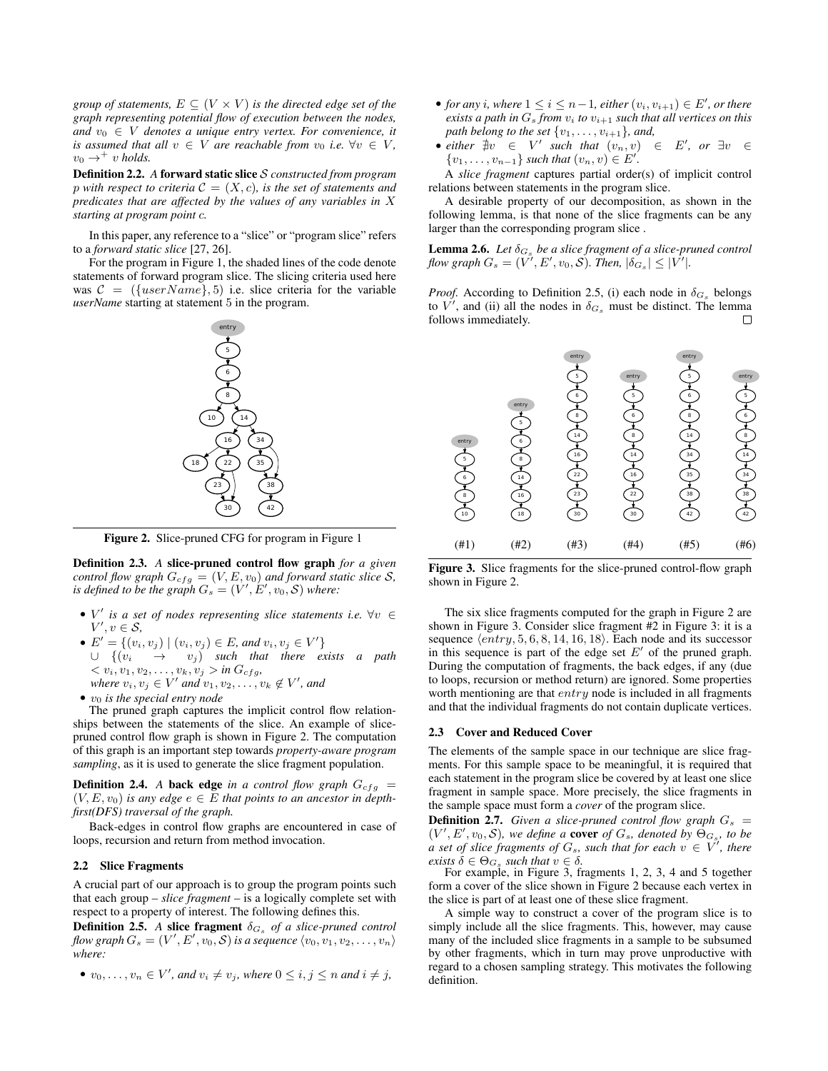*group of statements, $E \subseteq (V \times V)$ is the directed edge set of the graph representing potential flow of execution between the nodes, and $v_0 \in V$ denotes a unique entry vertex. For convenience, it is assumed that all $v \in V$ are reachable from $v_0$ i.e. $\forall v \in V$, $v_0 \rightarrow^+ v$ holds.*

**Definition 2.2.** *A* **forward static slice** *$\mathcal{S}$ constructed from program p with respect to criteria $\mathcal{C} = (X, c)$, is the set of statements and predicates that are affected by the values of any variables in X starting at program point c.*

In this paper, any reference to a "slice" or "program slice" refers to a *forward static slice* [27, 26].

For the program in Figure 1, the shaded lines of the code denote statements of forward program slice. The slicing criteria used here was $\mathcal{C} = (\{userName\}, 5)$ i.e. slice criteria for the variable *userName* starting at statement 5 in the program.

**Figure 2.** Slice-pruned CFG for program in Figure 1

**Definition 2.3.** *A* **slice-pruned control flow graph** *for a given control flow graph $G_{cfg} = (V, E, v_0)$ and forward static slice $\mathcal{S}$, is defined to be the graph $G_s = (V', E', v_0, \mathcal{S})$ where:*

- *$V'$ is a set of nodes representing slice statements i.e. $\forall v \in V', v \in \mathcal{S}$,*
- *$E' = \{(v_i, v_j) \mid (v_i, v_j) \in E$, and $v_i, v_j \in V'\}$ $\cup$ $\{(v_i \rightarrow v_j)$ such that there exists a path $< v_i, v_1, v_2, \ldots, v_k, v_j >$ in $G_{cfg}$, where $v_i, v_j \in V'$ and $v_1, v_2, \ldots, v_k \notin V'$, and*
- *$v_0$ is the special entry node*

The pruned graph captures the implicit control flow relationships between the statements of the slice. An example of slice-pruned control flow graph is shown in Figure 2. The computation of this graph is an important step towards *property-aware program sampling*, as it is used to generate the slice fragment population.

**Definition 2.4.** *A* **back edge** *in a control flow graph $G_{cfg} = (V, E, v_0)$ is any edge $e \in E$ that points to an ancestor in depth-first(DFS) traversal of the graph.*

Back-edges in control flow graphs are encountered in case of loops, recursion and return from method invocation.

### 2.2 Slice Fragments

A crucial part of our approach is to group the program points such that each group – *slice fragment* – is a logically complete set with respect to a property of interest. The following defines this.

**Definition 2.5.** *A* **slice fragment** *$\delta_{G_s}$ of a slice-pruned control flow graph $G_s = (V', E', v_0, \mathcal{S})$ is a sequence $\langle v_0, v_1, v_2, \ldots, v_n \rangle$ where:*

- *$v_0, \ldots, v_n \in V'$, and $v_i \neq v_j$, where $0 \leq i, j \leq n$ and $i \neq j$,*
- *for any i, where $1 \leq i \leq n-1$, either $(v_i, v_{i+1}) \in E'$, or there exists a path in $G_s$ from $v_i$ to $v_{i+1}$ such that all vertices on this path belong to the set $\{v_1, \ldots, v_{i+1}\}$, and,*
- *either $\nexists v \in V'$ such that $(v_n, v) \in E'$, or $\exists v \in \{v_1, \ldots, v_{n-1}\}$ such that $(v_n, v) \in E'$.*

A *slice fragment* captures partial order(s) of implicit control relations between statements in the program slice.

A desirable property of our decomposition, as shown in the following lemma, is that none of the slice fragments can be any larger than the corresponding program slice .

**Lemma 2.6.** *Let $\delta_{G_s}$ be a slice fragment of a slice-pruned control flow graph $G_s = (V', E', v_0, \mathcal{S})$. Then, $|\delta_{G_s}| \leq |V'|$.*

*Proof.* According to Definition 2.5, (i) each node in $\delta_{G_s}$ belongs to $V'$, and (ii) all the nodes in $\delta_{G_s}$ must be distinct. The lemma follows immediately. □

**Figure 3.** Slice fragments for the slice-pruned control-flow graph shown in Figure 2.

The six slice fragments computed for the graph in Figure 2 are shown in Figure 3. Consider slice fragment #2 in Figure 3: it is a sequence $\langle entry, 5, 6, 8, 14, 16, 18\rangle$. Each node and its successor in this sequence is part of the edge set $E'$ of the pruned graph. During the computation of fragments, the back edges, if any (due to loops, recursion or method return) are ignored. Some properties worth mentioning are that $entry$ node is included in all fragments and that the individual fragments do not contain duplicate vertices.

### 2.3 Cover and Reduced Cover

The elements of the sample space in our technique are slice fragments. For this sample space to be meaningful, it is required that each statement in the program slice be covered by at least one slice fragment in sample space. More precisely, the slice fragments in the sample space must form a *cover* of the program slice.

**Definition 2.7.** *Given a slice-pruned control flow graph $G_s = (V', E', v_0, \mathcal{S})$, we define a* **cover** *of $G_s$, denoted by $\Theta_{G_s}$, to be a set of slice fragments of $G_s$, such that for each $v \in V'$, there exists $\delta \in \Theta_{G_s}$ such that $v \in \delta$.*

For example, in Figure 3, fragments 1, 2, 3, 4 and 5 together form a cover of the slice shown in Figure 2 because each vertex in the slice is part of at least one of these slice fragment.

A simple way to construct a cover of the program slice is to simply include all the slice fragments. This, however, may cause many of the included slice fragments in a sample to be subsumed by other fragments, which in turn may prove unproductive with regard to a chosen sampling strategy. This motivates the following definition.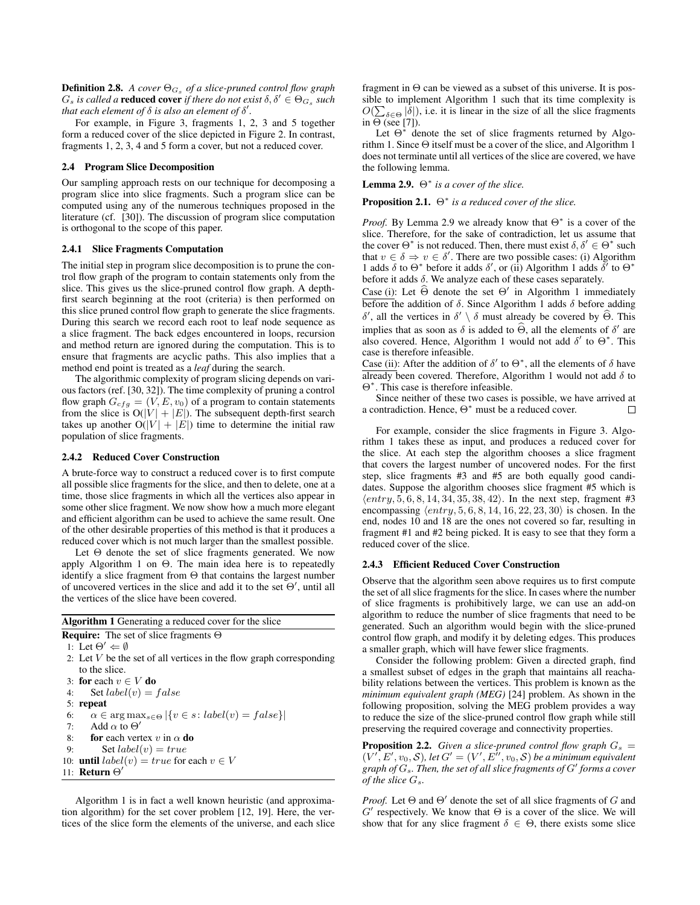**Definition 2.8.** *A cover $\Theta_{G_s}$ of a slice-pruned control flow graph $G_s$ is called a* **reduced cover** *if there do not exist $\delta, \delta' \in \Theta_{G_s}$ such that each element of $\delta$ is also an element of $\delta'$.*

For example, in Figure 3, fragments 1, 2, 3 and 5 together form a reduced cover of the slice depicted in Figure 2. In contrast, fragments 1, 2, 3, 4 and 5 form a cover, but not a reduced cover.

### 2.4 Program Slice Decomposition

Our sampling approach rests on our technique for decomposing a program slice into slice fragments. Such a program slice can be computed using any of the numerous techniques proposed in the literature (cf. [30]). The discussion of program slice computation is orthogonal to the scope of this paper.

#### 2.4.1 Slice Fragments Computation

The initial step in program slice decomposition is to prune the control flow graph of the program to contain statements only from the slice. This gives us the slice-pruned control flow graph. A depth-first search beginning at the root (criteria) is then performed on this slice pruned control flow graph to generate the slice fragments. During this search we record each root to leaf node sequence as a slice fragment. The back edges encountered in loops, recursion and method return are ignored during the computation. This is to ensure that fragments are acyclic paths. This also implies that a method end point is treated as a *leaf* during the search.

The algorithmic complexity of program slicing depends on various factors (ref. [30, 32]). The time complexity of pruning a control flow graph $G_{cfg} = (V, E, v_0)$ of a program to contain statements from the slice is $O(|V| + |E|)$. The subsequent depth-first search takes up another $O(|V| + |E|)$ time to determine the initial raw population of slice fragments.

#### 2.4.2 Reduced Cover Construction

A brute-force way to construct a reduced cover is to first compute all possible slice fragments for the slice, and then to delete, one at a time, those slice fragments in which all the vertices also appear in some other slice fragment. We now show how a much more elegant and efficient algorithm can be used to achieve the same result. One of the other desirable properties of this method is that it produces a reduced cover which is not much larger than the smallest possible.

Let $\Theta$ denote the set of slice fragments generated. We now apply Algorithm 1 on $\Theta$. The main idea here is to repeatedly identify a slice fragment from $\Theta$ that contains the largest number of uncovered vertices in the slice and add it to the set $\Theta'$, until all the vertices of the slice have been covered.

**Algorithm 1** Generating a reduced cover for the slice

**Require:** The set of slice fragments $\Theta$

1: Let $\Theta' \Leftarrow \emptyset$
2: Let $V$ be the set of all vertices in the flow graph corresponding to the slice.
3: **for** each $v \in V$ **do**
4: Set $label(v) = false$
5: **repeat**
6: $\alpha \in \arg\max_{s \in \Theta} |\{v \in s \colon label(v) = false\}|$
7: Add $\alpha$ to $\Theta'$
8: **for** each vertex $v$ in $\alpha$ **do**
9: Set $label(v) = true$
10: **until** $label(v) = true$ for each $v \in V$
11: **Return** $\Theta'$

Algorithm 1 is in fact a well known heuristic (and approximation algorithm) for the set cover problem [12, 19]. Here, the vertices of the slice form the elements of the universe, and each slice fragment in $\Theta$ can be viewed as a subset of this universe. It is possible to implement Algorithm 1 such that its time complexity is $O(\sum_{\delta \in \Theta} |\delta|)$, i.e. it is linear in the size of all the slice fragments in $\Theta$ (see [7]).

Let $\Theta^*$ denote the set of slice fragments returned by Algorithm 1. Since $\Theta$ itself must be a cover of the slice, and Algorithm 1 does not terminate until all vertices of the slice are covered, we have the following lemma.

**Lemma 2.9.** *$\Theta^*$ is a cover of the slice.*

**Proposition 2.1.** *$\Theta^*$ is a reduced cover of the slice.*

*Proof.* By Lemma 2.9 we already know that $\Theta^*$ is a cover of the slice. Therefore, for the sake of contradiction, let us assume that the cover $\Theta^*$ is not reduced. Then, there must exist $\delta, \delta' \in \Theta^*$ such that $v \in \delta \Rightarrow v \in \delta'$. There are two possible cases: (i) Algorithm 1 adds $\delta$ to $\Theta^*$ before it adds $\delta'$, or (ii) Algorithm 1 adds $\delta'$ to $\Theta^*$ before it adds $\delta$. We analyze each of these cases separately.

Case (i): Let $\widehat{\Theta}$ denote the set $\Theta'$ in Algorithm 1 immediately before the addition of $\delta$. Since Algorithm 1 adds $\delta$ before adding $\delta'$, all the vertices in $\delta' \setminus \delta$ must already be covered by $\widehat{\Theta}$. This implies that as soon as $\delta$ is added to $\widehat{\Theta}$, all the elements of $\delta'$ are also covered. Hence, Algorithm 1 would not add $\delta'$ to $\Theta^*$. This case is therefore infeasible.

Case (ii): After the addition of $\delta'$ to $\Theta^*$, all the elements of $\delta$ have already been covered. Therefore, Algorithm 1 would not add $\delta$ to $\Theta^*$. This case is therefore infeasible.

Since neither of these two cases is possible, we have arrived at a contradiction. Hence, $\Theta^*$ must be a reduced cover. □

For example, consider the slice fragments in Figure 3. Algorithm 1 takes these as input, and produces a reduced cover for the slice. At each step the algorithm chooses a slice fragment that covers the largest number of uncovered nodes. For the first step, slice fragments #3 and #5 are both equally good candidates. Suppose the algorithm chooses slice fragment #5 which is $\langle entry, 5, 6, 8, 14, 34, 35, 38, 42 \rangle$. In the next step, fragment #3 encompassing $\langle entry, 5, 6, 8, 14, 16, 22, 23, 30 \rangle$ is chosen. In the end, nodes 10 and 18 are the ones not covered so far, resulting in fragment #1 and #2 being picked. It is easy to see that they form a reduced cover of the slice.

#### 2.4.3 Efficient Reduced Cover Construction

Observe that the algorithm seen above requires us to first compute the set of all slice fragments for the slice. In cases where the number of slice fragments is prohibitively large, we can use an add-on algorithm to reduce the number of slice fragments that need to be generated. Such an algorithm would begin with the slice-pruned control flow graph, and modify it by deleting edges. This produces a smaller graph, which will have fewer slice fragments.

Consider the following problem: Given a directed graph, find a smallest subset of edges in the graph that maintains all reachability relations between the vertices. This problem is known as the *minimum equivalent graph (MEG)* [24] problem. As shown in the following proposition, solving the MEG problem provides a way to reduce the size of the slice-pruned control flow graph while still preserving the required coverage and connectivity properties.

**Proposition 2.2.** *Given a slice-pruned control flow graph $G_s = (V', E', v_0, \mathcal{S})$, let $G' = (V', E'', v_0, \mathcal{S})$ be a minimum equivalent graph of $G_s$. Then, the set of all slice fragments of $G'$ forms a cover of the slice $G_s$.*

*Proof.* Let $\Theta$ and $\Theta'$ denote the set of all slice fragments of $G$ and $G'$ respectively. We know that $\Theta$ is a cover of the slice. We will show that for any slice fragment $\delta \in \Theta$, there exists some slice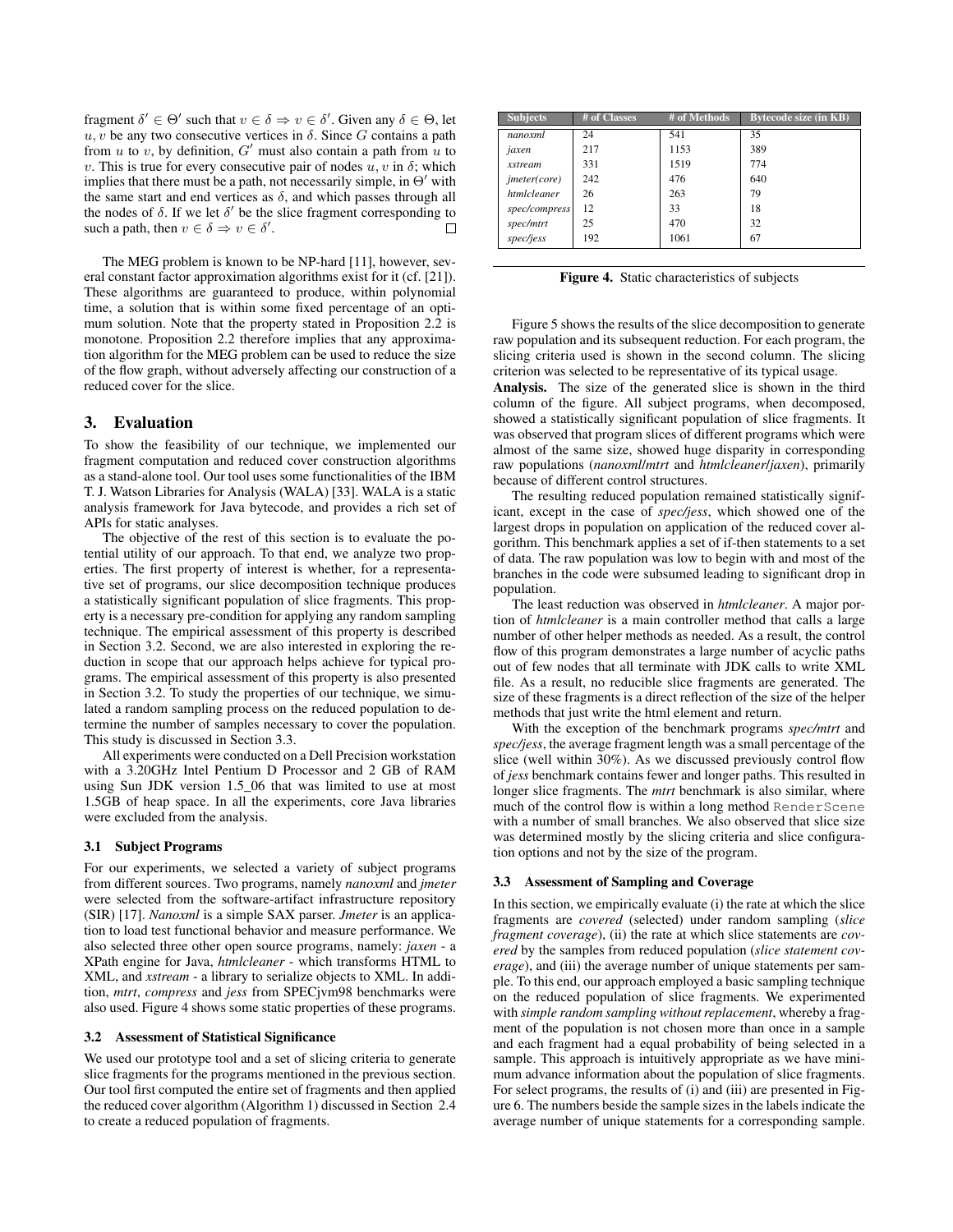fragment $\delta' \in \Theta'$ such that $v \in \delta \Rightarrow v \in \delta'$. Given any $\delta \in \Theta$, let $u, v$ be any two consecutive vertices in $\delta$. Since $G$ contains a path from $u$ to $v$, by definition, $G'$ must also contain a path from $u$ to $v$. This is true for every consecutive pair of nodes $u, v$ in $\delta$; which implies that there must be a path, not necessarily simple, in $\Theta'$ with the same start and end vertices as $\delta$, and which passes through all the nodes of $\delta$. If we let $\delta'$ be the slice fragment corresponding to such a path, then $v \in \delta \Rightarrow v \in \delta'$. □

The MEG problem is known to be NP-hard [11], however, several constant factor approximation algorithms exist for it (cf. [21]). These algorithms are guaranteed to produce, within polynomial time, a solution that is within some fixed percentage of an optimum solution. Note that the property stated in Proposition 2.2 is monotone. Proposition 2.2 therefore implies that any approximation algorithm for the MEG problem can be used to reduce the size of the flow graph, without adversely affecting our construction of a reduced cover for the slice.

## 3. Evaluation

To show the feasibility of our technique, we implemented our fragment computation and reduced cover construction algorithms as a stand-alone tool. Our tool uses some functionalities of the IBM T. J. Watson Libraries for Analysis (WALA) [33]. WALA is a static analysis framework for Java bytecode, and provides a rich set of APIs for static analyses.

The objective of the rest of this section is to evaluate the potential utility of our approach. To that end, we analyze two properties. The first property of interest is whether, for a representative set of programs, our slice decomposition technique produces a statistically significant population of slice fragments. This property is a necessary pre-condition for applying any random sampling technique. The empirical assessment of this property is described in Section 3.2. Second, we are also interested in exploring the reduction in scope that our approach helps achieve for typical programs. The empirical assessment of this property is also presented in Section 3.2. To study the properties of our technique, we simulated a random sampling process on the reduced population to determine the number of samples necessary to cover the population. This study is discussed in Section 3.3.

All experiments were conducted on a Dell Precision workstation with a 3.20GHz Intel Pentium D Processor and 2 GB of RAM using Sun JDK version 1.5_06 that was limited to use at most 1.5GB of heap space. In all the experiments, core Java libraries were excluded from the analysis.

### 3.1 Subject Programs

For our experiments, we selected a variety of subject programs from different sources. Two programs, namely *nanoxml* and *jmeter* were selected from the software-artifact infrastructure repository (SIR) [17]. *Nanoxml* is a simple SAX parser. *Jmeter* is an application to load test functional behavior and measure performance. We also selected three other open source programs, namely: *jaxen* - a XPath engine for Java, *htmlcleaner* - which transforms HTML to XML, and *xstream* - a library to serialize objects to XML. In addition, *mtrt*, *compress* and *jess* from SPECjvm98 benchmarks were also used. Figure 4 shows some static properties of these programs.

### 3.2 Assessment of Statistical Significance

We used our prototype tool and a set of slicing criteria to generate slice fragments for the programs mentioned in the previous section. Our tool first computed the entire set of fragments and then applied the reduced cover algorithm (Algorithm 1) discussed in Section 2.4 to create a reduced population of fragments.

| Subjects | # of Classes | # of Methods | Bytecode size (in KB) |
|---|---|---|---|
| *nanoxml* | 24 | 541 | 35 |
| *jaxen* | 217 | 1153 | 389 |
| *xstream* | 331 | 1519 | 774 |
| *jmeter(core)* | 242 | 476 | 640 |
| *htmlcleaner* | 26 | 263 | 79 |
| *spec/compress* | 12 | 33 | 18 |
| *spec/mtrt* | 25 | 470 | 32 |
| *spec/jess* | 192 | 1061 | 67 |

**Figure 4.** Static characteristics of subjects

Figure 5 shows the results of the slice decomposition to generate raw population and its subsequent reduction. For each program, the slicing criteria used is shown in the second column. The slicing criterion was selected to be representative of its typical usage.

**Analysis.** The size of the generated slice is shown in the third column of the figure. All subject programs, when decomposed, showed a statistically significant population of slice fragments. It was observed that program slices of different programs which were almost of the same size, showed huge disparity in corresponding raw populations (*nanoxml*/*mtrt* and *htmlcleaner*/*jaxen*), primarily because of different control structures.

The resulting reduced population remained statistically significant, except in the case of *spec/jess*, which showed one of the largest drops in population on application of the reduced cover algorithm. This benchmark applies a set of if-then statements to a set of data. The raw population was low to begin with and most of the branches in the code were subsumed leading to significant drop in population.

The least reduction was observed in *htmlcleaner*. A major portion of *htmlcleaner* is a main controller method that calls a large number of other helper methods as needed. As a result, the control flow of this program demonstrates a large number of acyclic paths out of few nodes that all terminate with JDK calls to write XML file. As a result, no reducible slice fragments are generated. The size of these fragments is a direct reflection of the size of the helper methods that just write the html element and return.

With the exception of the benchmark programs *spec/mtrt* and *spec/jess*, the average fragment length was a small percentage of the slice (well within 30%). As we discussed previously control flow of *jess* benchmark contains fewer and longer paths. This resulted in longer slice fragments. The *mtrt* benchmark is also similar, where much of the control flow is within a long method `RenderScene` with a number of small branches. We also observed that slice size was determined mostly by the slicing criteria and slice configuration options and not by the size of the program.

### 3.3 Assessment of Sampling and Coverage

In this section, we empirically evaluate (i) the rate at which the slice fragments are *covered* (selected) under random sampling (*slice fragment coverage*), (ii) the rate at which slice statements are *covered* by the samples from reduced population (*slice statement coverage*), and (iii) the average number of unique statements per sample. To this end, our approach employed a basic sampling technique on the reduced population of slice fragments. We experimented with *simple random sampling without replacement*, whereby a fragment of the population is not chosen more than once in a sample and each fragment had a equal probability of being selected in a sample. This approach is intuitively appropriate as we have minimum advance information about the population of slice fragments. For select programs, the results of (i) and (iii) are presented in Figure 6. The numbers beside the sample sizes in the labels indicate the average number of unique statements for a corresponding sample.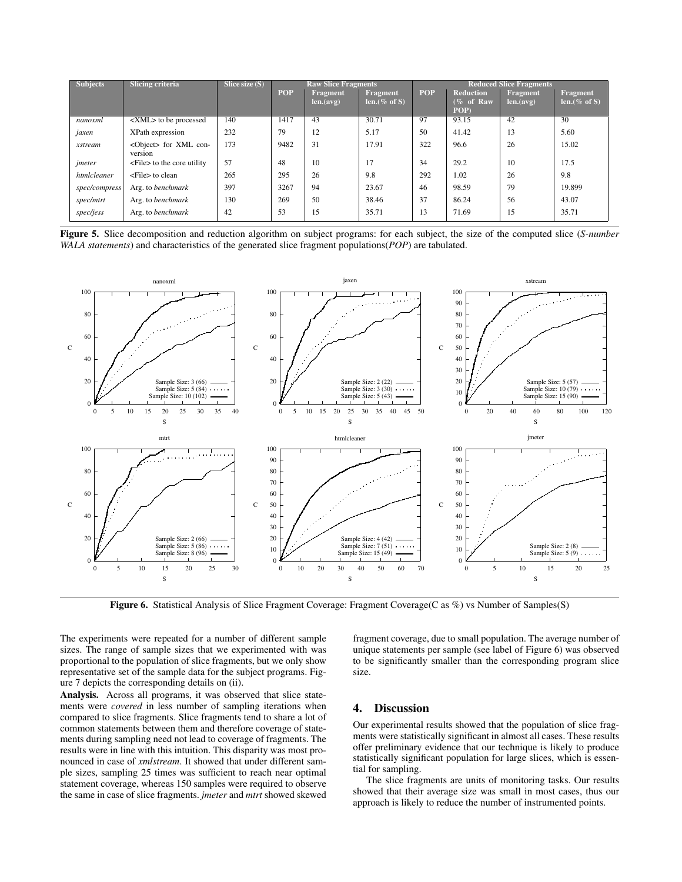| Subjects | Slicing criteria | Slice size (S) | Raw Slice Fragments | | | Reduced Slice Fragments | | | |
|---|---|---|---|---|---|---|---|---|---|
| | | | POP | Fragment len.(avg) | Fragment len.(% of S) | POP | Reduction (% of Raw POP) | Fragment len.(avg) | Fragment len.(% of S) |
| *nanoxml* | <XML> to be processed | 140 | 1417 | 43 | 30.71 | 97 | 93.15 | 42 | 30 |
| *jaxen* | XPath expression | 232 | 79 | 12 | 5.17 | 50 | 41.42 | 13 | 5.60 |
| *xstream* | <Object> for XML conversion | 173 | 9482 | 31 | 17.91 | 322 | 96.6 | 26 | 15.02 |
| *jmeter* | <File> to the core utility | 57 | 48 | 10 | 17 | 34 | 29.2 | 10 | 17.5 |
| *htmlcleaner* | <File> to clean | 265 | 295 | 26 | 9.8 | 292 | 1.02 | 26 | 9.8 |
| *spec/compress* | Arg. to *benchmark* | 397 | 3267 | 94 | 23.67 | 46 | 98.59 | 79 | 19.899 |
| *spec/mtrt* | Arg. to *benchmark* | 130 | 269 | 50 | 38.46 | 37 | 86.24 | 56 | 43.07 |
| *spec/jess* | Arg. to *benchmark* | 42 | 53 | 15 | 35.71 | 13 | 71.69 | 15 | 35.71 |

**Figure 5.** Slice decomposition and reduction algorithm on subject programs: for each subject, the size of the computed slice (*S-number WALA statements*) and characteristics of the generated slice fragment populations(*POP*) are tabulated.

**Figure 6.** Statistical Analysis of Slice Fragment Coverage: Fragment Coverage(C as %) vs Number of Samples(S)

The experiments were repeated for a number of different sample sizes. The range of sample sizes that we experimented with was proportional to the population of slice fragments, but we only show representative set of the sample data for the subject programs. Figure 7 depicts the corresponding details on (ii).

**Analysis.** Across all programs, it was observed that slice statements were *covered* in less number of sampling iterations when compared to slice fragments. Slice fragments tend to share a lot of common statements between them and therefore coverage of statements during sampling need not lead to coverage of fragments. The results were in line with this intuition. This disparity was most pronounced in case of *xmlstream*. It showed that under different sample sizes, sampling 25 times was sufficient to reach near optimal statement coverage, whereas 150 samples were required to observe the same in case of slice fragments. *jmeter* and *mtrt* showed skewed fragment coverage, due to small population. The average number of unique statements per sample (see label of Figure 6) was observed to be significantly smaller than the corresponding program slice size.

## 4. Discussion

Our experimental results showed that the population of slice fragments were statistically significant in almost all cases. These results offer preliminary evidence that our technique is likely to produce statistically significant population for large slices, which is essential for sampling.

The slice fragments are units of monitoring tasks. Our results showed that their average size was small in most cases, thus our approach is likely to reduce the number of instrumented points.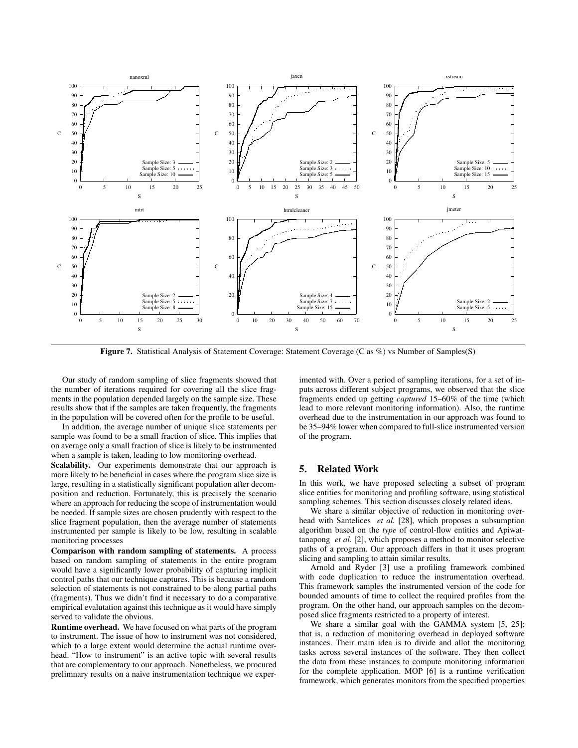nanoxml

C

S

Sample Size: 3
Sample Size: 5
Sample Size: 10

jaxen

Sample Size: 2
Sample Size: 3
Sample Size: 5

xstream

Sample Size: 5
Sample Size: 10
Sample Size: 15

mtrt

Sample Size: 2
Sample Size: 5
Sample Size: 8

htmlcleaner

Sample Size: 4
Sample Size: 7
Sample Size: 15

jmeter

Sample Size: 2
Sample Size: 5

**Figure 7.** Statistical Analysis of Statement Coverage: Statement Coverage (C as %) vs Number of Samples(S)

Our study of random sampling of slice fragments showed that the number of iterations required for covering all the slice fragments in the population depended largely on the sample size. These results show that if the samples are taken frequently, the fragments in the population will be covered often for the profile to be useful.

In addition, the average number of unique slice statements per sample was found to be a small fraction of slice. This implies that on average only a small fraction of slice is likely to be instrumented when a sample is taken, leading to low monitoring overhead.

**Scalability.** Our experiments demonstrate that our approach is more likely to be beneficial in cases where the program slice size is large, resulting in a statistically significant population after decomposition and reduction. Fortunately, this is precisely the scenario where an approach for reducing the scope of instrumentation would be needed. If sample sizes are chosen prudently with respect to the slice fragment population, then the average number of statements instrumented per sample is likely to be low, resulting in scalable monitoring processes

**Comparison with random sampling of statements.** A process based on random sampling of statements in the entire program would have a significantly lower probability of capturing implicit control paths that our technique captures. This is because a random selection of statements is not constrained to be along partial paths (fragments). Thus we didn't find it necessary to do a comparative empirical evalutation against this technique as it would have simply served to validate the obvious.

**Runtime overhead.** We have focused on what parts of the program to instrument. The issue of how to instrument was not considered, which to a large extent would determine the actual runtime overhead. "How to instrument" is an active topic with several results that are complementary to our approach. Nonetheless, we procured prelimnary results on a naive instrumentation technique we experimented with. Over a period of sampling iterations, for a set of inputs across different subject programs, we observed that the slice fragments ended up getting *captured* 15–60% of the time (which lead to more relevant monitoring information). Also, the runtime overhead due to the instrumentation in our approach was found to be 35–94% lower when compared to full-slice instrumented version of the program.

## 5. Related Work

In this work, we have proposed selecting a subset of program slice entities for monitoring and profiling software, using statistical sampling schemes. This section discusses closely related ideas.

We share a similar objective of reduction in monitoring overhead with Santelices *et al.* [28], which proposes a subsumption algorithm based on the *type* of control-flow entities and Apiwattanapong *et al.* [2], which proposes a method to monitor selective paths of a program. Our approach differs in that it uses program slicing and sampling to attain similar results.

Arnold and Ryder [3] use a profiling framework combined with code duplication to reduce the instrumentation overhead. This framework samples the instrumented version of the code for bounded amounts of time to collect the required profiles from the program. On the other hand, our approach samples on the decomposed slice fragments restricted to a property of interest.

We share a similar goal with the GAMMA system [5, 25]; that is, a reduction of monitoring overhead in deployed software instances. Their main idea is to divide and allot the monitoring tasks across several instances of the software. They then collect the data from these instances to compute monitoring information for the complete application. MOP [6] is a runtime verification framework, which generates monitors from the specified properties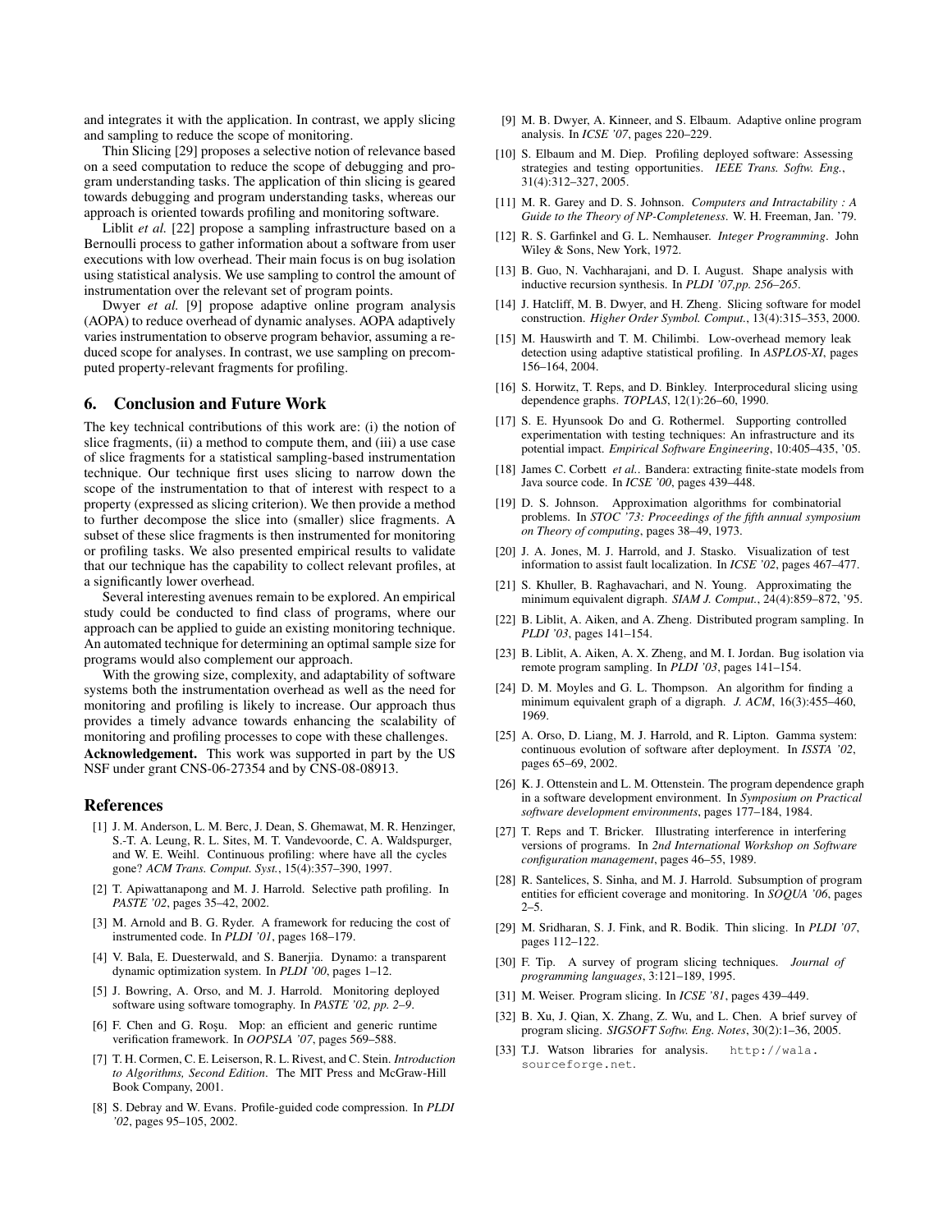and integrates it with the application. In contrast, we apply slicing and sampling to reduce the scope of monitoring.

Thin Slicing [29] proposes a selective notion of relevance based on a seed computation to reduce the scope of debugging and program understanding tasks. The application of thin slicing is geared towards debugging and program understanding tasks, whereas our approach is oriented towards profiling and monitoring software.

Liblit *et al.* [22] propose a sampling infrastructure based on a Bernoulli process to gather information about a software from user executions with low overhead. Their main focus is on bug isolation using statistical analysis. We use sampling to control the amount of instrumentation over the relevant set of program points.

Dwyer *et al.* [9] propose adaptive online program analysis (AOPA) to reduce overhead of dynamic analyses. AOPA adaptively varies instrumentation to observe program behavior, assuming a reduced scope for analyses. In contrast, we use sampling on precomputed property-relevant fragments for profiling.

## 6. Conclusion and Future Work

The key technical contributions of this work are: (i) the notion of slice fragments, (ii) a method to compute them, and (iii) a use case of slice fragments for a statistical sampling-based instrumentation technique. Our technique first uses slicing to narrow down the scope of the instrumentation to that of interest with respect to a property (expressed as slicing criterion). We then provide a method to further decompose the slice into (smaller) slice fragments. A subset of these slice fragments is then instrumented for monitoring or profiling tasks. We also presented empirical results to validate that our technique has the capability to collect relevant profiles, at a significantly lower overhead.

Several interesting avenues remain to be explored. An empirical study could be conducted to find class of programs, where our approach can be applied to guide an existing monitoring technique. An automated technique for determining an optimal sample size for programs would also complement our approach.

With the growing size, complexity, and adaptability of software systems both the instrumentation overhead as well as the need for monitoring and profiling is likely to increase. Our approach thus provides a timely advance towards enhancing the scalability of monitoring and profiling processes to cope with these challenges.

**Acknowledgement.** This work was supported in part by the US NSF under grant CNS-06-27354 and by CNS-08-08913.

## References

[1] J. M. Anderson, L. M. Berc, J. Dean, S. Ghemawat, M. R. Henzinger, S.-T. A. Leung, R. L. Sites, M. T. Vandevoorde, C. A. Waldspurger, and W. E. Weihl. Continuous profiling: where have all the cycles gone? *ACM Trans. Comput. Syst.*, 15(4):357–390, 1997.

[2] T. Apiwattanapong and M. J. Harrold. Selective path profiling. In *PASTE '02*, pages 35–42, 2002.

[3] M. Arnold and B. G. Ryder. A framework for reducing the cost of instrumented code. In *PLDI '01*, pages 168–179.

[4] V. Bala, E. Duesterwald, and S. Banerjia. Dynamo: a transparent dynamic optimization system. In *PLDI '00*, pages 1–12.

[5] J. Bowring, A. Orso, and M. J. Harrold. Monitoring deployed software using software tomography. In *PASTE '02, pp. 2–9*.

[6] F. Chen and G. Roşu. Mop: an efficient and generic runtime verification framework. In *OOPSLA '07*, pages 569–588.

[7] T. H. Cormen, C. E. Leiserson, R. L. Rivest, and C. Stein. *Introduction to Algorithms, Second Edition*. The MIT Press and McGraw-Hill Book Company, 2001.

[8] S. Debray and W. Evans. Profile-guided code compression. In *PLDI '02*, pages 95–105, 2002.

[9] M. B. Dwyer, A. Kinneer, and S. Elbaum. Adaptive online program analysis. In *ICSE '07*, pages 220–229.

[10] S. Elbaum and M. Diep. Profiling deployed software: Assessing strategies and testing opportunities. *IEEE Trans. Softw. Eng.*, 31(4):312–327, 2005.

[11] M. R. Garey and D. S. Johnson. *Computers and Intractability : A Guide to the Theory of NP-Completeness*. W. H. Freeman, Jan. '79.

[12] R. S. Garfinkel and G. L. Nemhauser. *Integer Programming*. John Wiley & Sons, New York, 1972.

[13] B. Guo, N. Vachharajani, and D. I. August. Shape analysis with inductive recursion synthesis. In *PLDI '07,pp. 256–265*.

[14] J. Hatcliff, M. B. Dwyer, and H. Zheng. Slicing software for model construction. *Higher Order Symbol. Comput.*, 13(4):315–353, 2000.

[15] M. Hauswirth and T. M. Chilimbi. Low-overhead memory leak detection using adaptive statistical profiling. In *ASPLOS-XI*, pages 156–164, 2004.

[16] S. Horwitz, T. Reps, and D. Binkley. Interprocedural slicing using dependence graphs. *TOPLAS*, 12(1):26–60, 1990.

[17] S. E. Hyunsook Do and G. Rothermel. Supporting controlled experimentation with testing techniques: An infrastructure and its potential impact. *Empirical Software Engineering*, 10:405–435, '05.

[18] James C. Corbett *et al.*. Bandera: extracting finite-state models from Java source code. In *ICSE '00*, pages 439–448.

[19] D. S. Johnson. Approximation algorithms for combinatorial problems. In *STOC '73: Proceedings of the fifth annual symposium on Theory of computing*, pages 38–49, 1973.

[20] J. A. Jones, M. J. Harrold, and J. Stasko. Visualization of test information to assist fault localization. In *ICSE '02*, pages 467–477.

[21] S. Khuller, B. Raghavachari, and N. Young. Approximating the minimum equivalent digraph. *SIAM J. Comput.*, 24(4):859–872, '95.

[22] B. Liblit, A. Aiken, and A. Zheng. Distributed program sampling. In *PLDI '03*, pages 141–154.

[23] B. Liblit, A. Aiken, A. X. Zheng, and M. I. Jordan. Bug isolation via remote program sampling. In *PLDI '03*, pages 141–154.

[24] D. M. Moyles and G. L. Thompson. An algorithm for finding a minimum equivalent graph of a digraph. *J. ACM*, 16(3):455–460, 1969.

[25] A. Orso, D. Liang, M. J. Harrold, and R. Lipton. Gamma system: continuous evolution of software after deployment. In *ISSTA '02*, pages 65–69, 2002.

[26] K. J. Ottenstein and L. M. Ottenstein. The program dependence graph in a software development environment. In *Symposium on Practical software development environments*, pages 177–184, 1984.

[27] T. Reps and T. Bricker. Illustrating interference in interfering versions of programs. In *2nd International Workshop on Software configuration management*, pages 46–55, 1989.

[28] R. Santelices, S. Sinha, and M. J. Harrold. Subsumption of program entities for efficient coverage and monitoring. In *SOQUA '06*, pages 2–5.

[29] M. Sridharan, S. J. Fink, and R. Bodik. Thin slicing. In *PLDI '07*, pages 112–122.

[30] F. Tip. A survey of program slicing techniques. *Journal of programming languages*, 3:121–189, 1995.

[31] M. Weiser. Program slicing. In *ICSE '81*, pages 439–449.

[32] B. Xu, J. Qian, X. Zhang, Z. Wu, and L. Chen. A brief survey of program slicing. *SIGSOFT Softw. Eng. Notes*, 30(2):1–36, 2005.

[33] T.J. Watson libraries for analysis. `http://wala.sourceforge.net`.